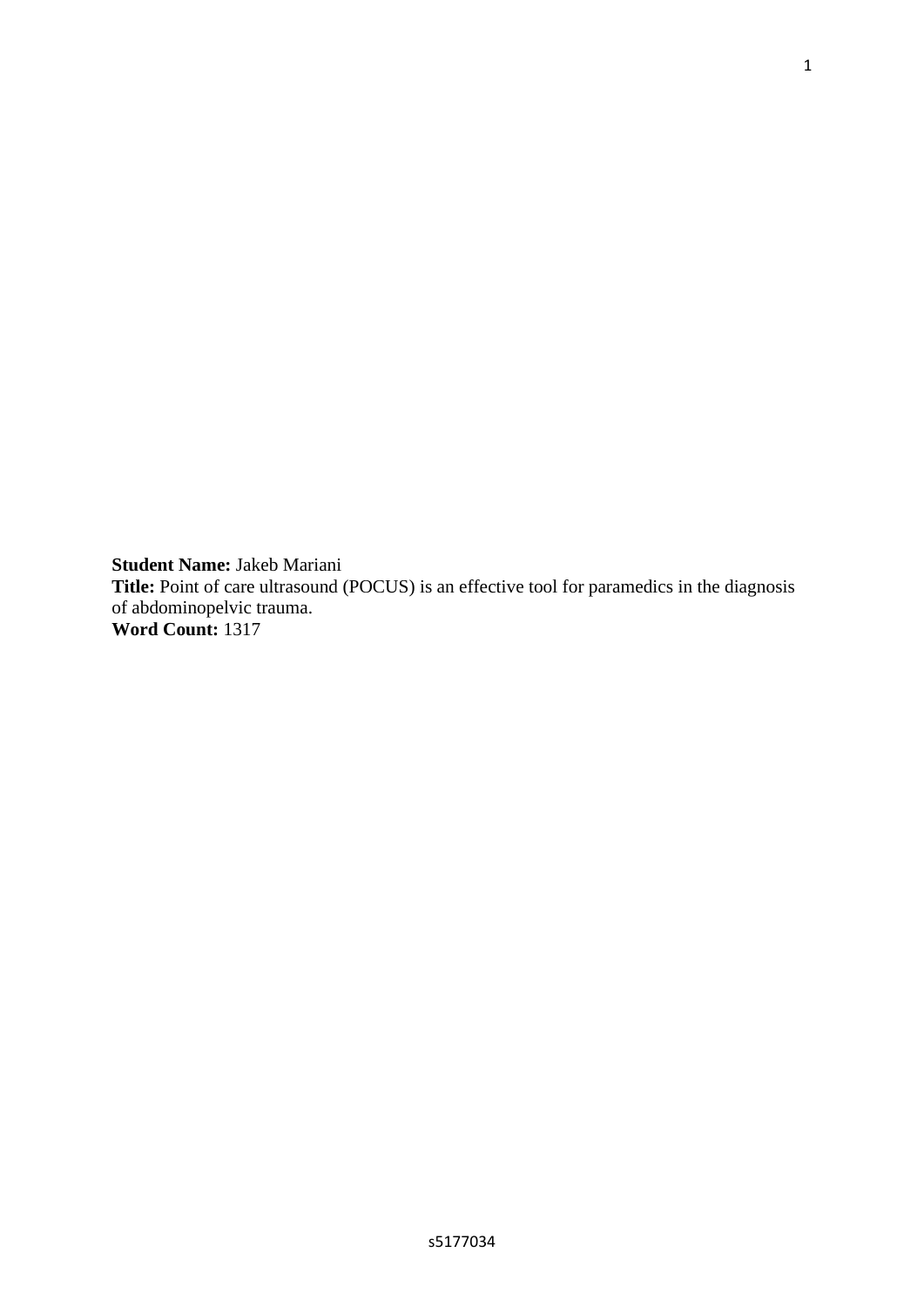**Student Name:** Jakeb Mariani
**Title:** Point of care ultrasound (POCUS) is an effective tool for paramedics in the diagnosis of abdominopelvic trauma.
**Word Count:** 1317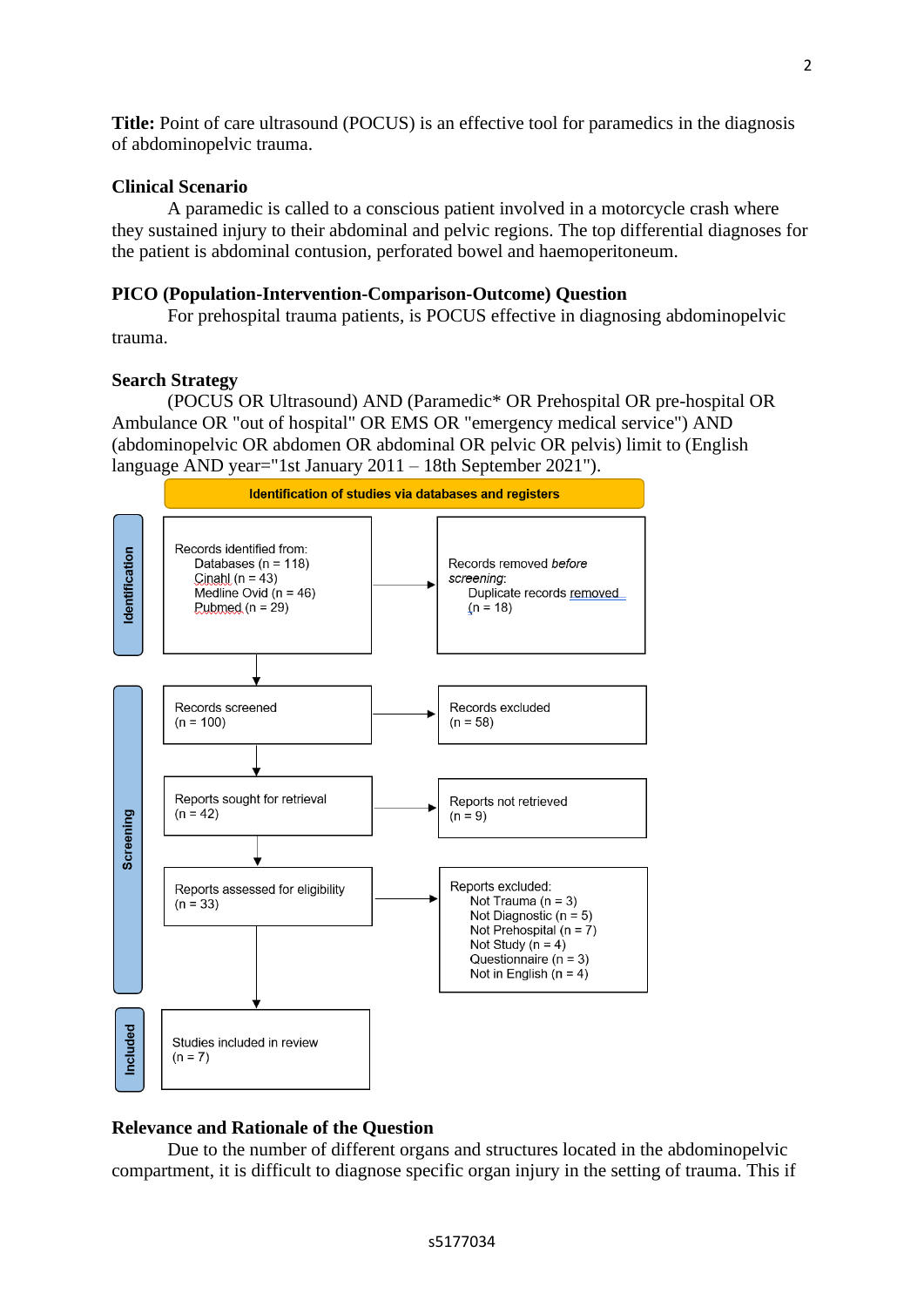**Title:** Point of care ultrasound (POCUS) is an effective tool for paramedics in the diagnosis of abdominopelvic trauma.

## Clinical Scenario

A paramedic is called to a conscious patient involved in a motorcycle crash where they sustained injury to their abdominal and pelvic regions. The top differential diagnoses for the patient is abdominal contusion, perforated bowel and haemoperitoneum.

## PICO (Population-Intervention-Comparison-Outcome) Question

For prehospital trauma patients, is POCUS effective in diagnosing abdominopelvic trauma.

## Search Strategy

(POCUS OR Ultrasound) AND (Paramedic* OR Prehospital OR pre-hospital OR Ambulance OR "out of hospital" OR EMS OR "emergency medical service") AND (abdominopelvic OR abdomen OR abdominal OR pelvic OR pelvis) limit to (English language AND year="1st January 2011 – 18th September 2021").

**Identification of studies via databases and registers**

**Identification**

- Records identified from:
  - Databases (n = 118)
  - Cinahl (n = 43)
  - Medline Ovid (n = 46)
  - Pubmed (n = 29)
- → Records removed *before screening*:
  - Duplicate records removed (n = 18)

**Screening**

- Records screened (n = 100) → Records excluded (n = 58)
- Reports sought for retrieval (n = 42) → Reports not retrieved (n = 9)
- Reports assessed for eligibility (n = 33) → Reports excluded:
  - Not Trauma (n = 3)
  - Not Diagnostic (n = 5)
  - Not Prehospital (n = 7)
  - Not Study (n = 4)
  - Questionnaire (n = 3)
  - Not in English (n = 4)

**Included**

- Studies included in review (n = 7)

## Relevance and Rationale of the Question

Due to the number of different organs and structures located in the abdominopelvic compartment, it is difficult to diagnose specific organ injury in the setting of trauma. This if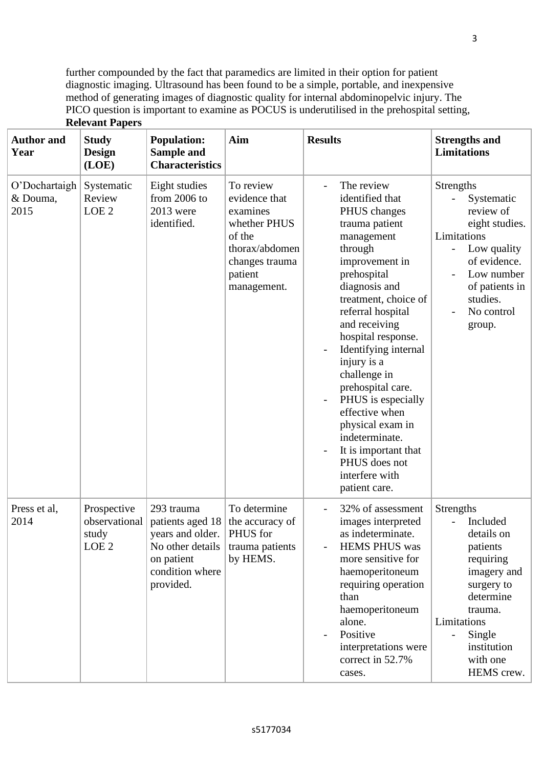further compounded by the fact that paramedics are limited in their option for patient diagnostic imaging. Ultrasound has been found to be a simple, portable, and inexpensive method of generating images of diagnostic quality for internal abdominopelvic injury. The PICO question is important to examine as POCUS is underutilised in the prehospital setting,

**Relevant Papers**

| **Author and Year** | **Study Design (LOE)** | **Population: Sample and Characteristics** | **Aim** | **Results** | **Strengths and Limitations** |
|---|---|---|---|---|---|
| O'Dochartaigh & Douma, 2015 | Systematic Review LOE 2 | Eight studies from 2006 to 2013 were identified. | To review evidence that examines whether PHUS of the thorax/abdomen changes trauma patient management. | - The review identified that PHUS changes trauma patient management through improvement in prehospital diagnosis and treatment, choice of referral hospital and receiving hospital response.<br>- Identifying internal injury is a challenge in prehospital care.<br>- PHUS is especially effective when physical exam in indeterminate.<br>- It is important that PHUS does not interfere with patient care. | Strengths<br>- Systematic review of eight studies.<br>Limitations<br>- Low quality of evidence.<br>- Low number of patients in studies.<br>- No control group. |
| Press et al, 2014 | Prospective observational study LOE 2 | 293 trauma patients aged 18 years and older. No other details on patient condition where provided. | To determine the accuracy of PHUS for trauma patients by HEMS. | - 32% of assessment images interpreted as indeterminate.<br>- HEMS PHUS was more sensitive for haemoperitoneum requiring operation than haemoperitoneum alone.<br>- Positive interpretations were correct in 52.7% cases. | Strengths<br>- Included details on patients requiring imagery and surgery to determine trauma.<br>Limitations<br>- Single institution with one HEMS crew. |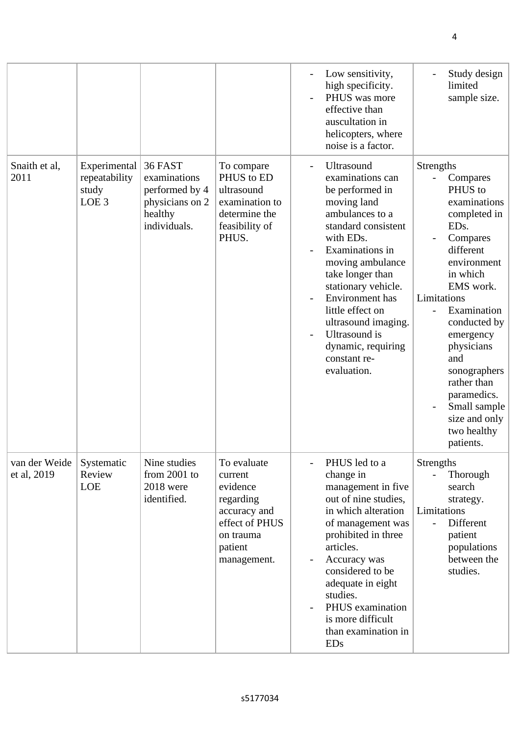| | | | | - Low sensitivity, high specificity.<br>- PHUS was more effective than auscultation in helicopters, where noise is a factor. | - Study design limited sample size. |
|---|---|---|---|---|---|
| Snaith et al, 2011 | Experimental repeatability study LOE 3 | 36 FAST examinations performed by 4 physicians on 2 healthy individuals. | To compare PHUS to ED ultrasound examination to determine the feasibility of PHUS. | - Ultrasound examinations can be performed in moving land ambulances to a standard consistent with EDs.<br>- Examinations in moving ambulance take longer than stationary vehicle.<br>- Environment has little effect on ultrasound imaging.<br>- Ultrasound is dynamic, requiring constant re-evaluation. | Strengths<br>- Compares PHUS to examinations completed in EDs.<br>- Compares different environment in which EMS work.<br>Limitations<br>- Examination conducted by emergency physicians and sonographers rather than paramedics.<br>- Small sample size and only two healthy patients. |
| van der Weide et al, 2019 | Systematic Review LOE | Nine studies from 2001 to 2018 were identified. | To evaluate current evidence regarding accuracy and effect of PHUS on trauma patient management. | - PHUS led to a change in management in five out of nine studies, in which alteration of management was prohibited in three articles.<br>- Accuracy was considered to be adequate in eight studies.<br>- PHUS examination is more difficult than examination in EDs | Strengths<br>- Thorough search strategy.<br>Limitations<br>- Different patient populations between the studies. |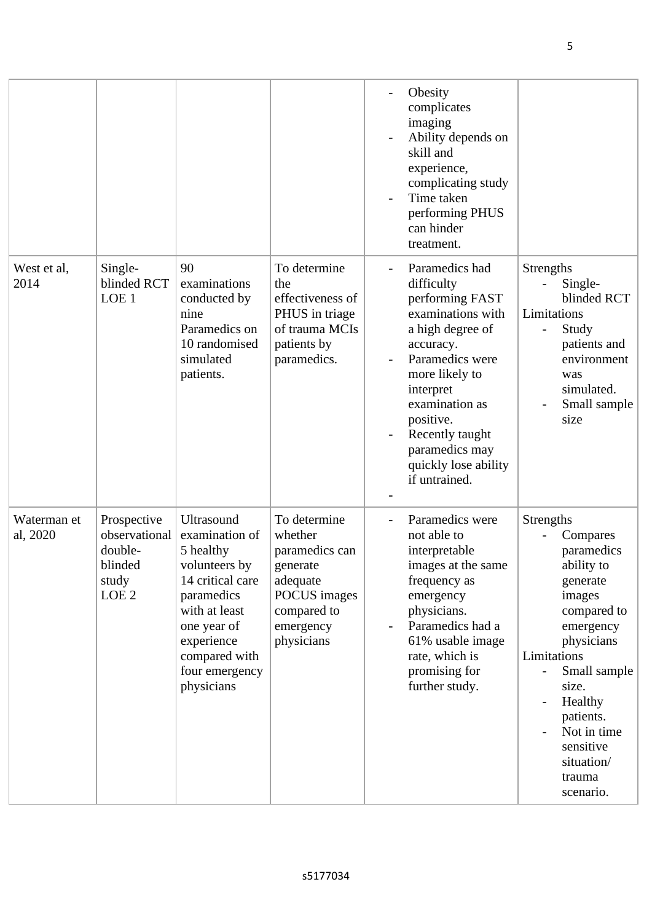| | | | | - Obesity complicates imaging<br>- Ability depends on skill and experience, complicating study<br>- Time taken performing PHUS can hinder treatment. | |
|---|---|---|---|---|---|
| West et al, 2014 | Single-blinded RCT LOE 1 | 90 examinations conducted by nine Paramedics on 10 randomised simulated patients. | To determine the effectiveness of PHUS in triage of trauma MCIs patients by paramedics. | - Paramedics had difficulty performing FAST examinations with a high degree of accuracy.<br>- Paramedics were more likely to interpret examination as positive.<br>- Recently taught paramedics may quickly lose ability if untrained.<br>- | Strengths<br>- Single-blinded RCT<br>Limitations<br>- Study patients and environment was simulated.<br>- Small sample size |
| Waterman et al, 2020 | Prospective observational double-blinded study LOE 2 | Ultrasound examination of 5 healthy volunteers by 14 critical care paramedics with at least one year of experience compared with four emergency physicians | To determine whether paramedics can generate adequate POCUS images compared to emergency physicians | - Paramedics were not able to interpretable images at the same frequency as emergency physicians.<br>- Paramedics had a 61% usable image rate, which is promising for further study. | Strengths<br>- Compares paramedics ability to generate images compared to emergency physicians<br>Limitations<br>- Small sample size.<br>- Healthy patients.<br>- Not in time sensitive situation/ trauma scenario. |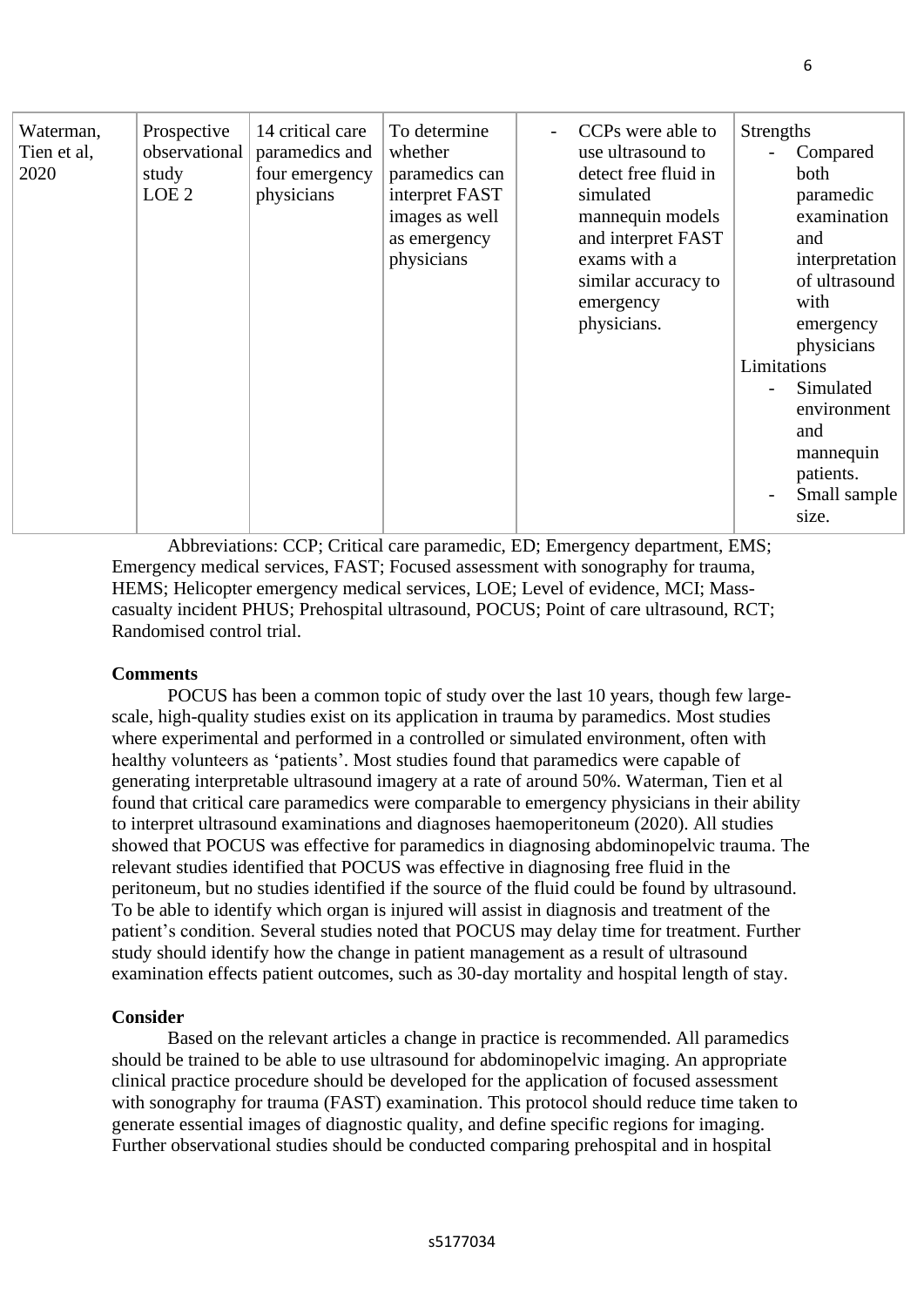| Waterman, Tien et al, 2020 | Prospective observational study LOE 2 | 14 critical care paramedics and four emergency physicians | To determine whether paramedics can interpret FAST images as well as emergency physicians | - CCPs were able to use ultrasound to detect free fluid in simulated mannequin models and interpret FAST exams with a similar accuracy to emergency physicians. | Strengths<br>- Compared both paramedic examination and interpretation of ultrasound with emergency physicians<br>Limitations<br>- Simulated environment and mannequin patients.<br>- Small sample size. |
|---|---|---|---|---|---|

Abbreviations: CCP; Critical care paramedic, ED; Emergency department, EMS; Emergency medical services, FAST; Focused assessment with sonography for trauma, HEMS; Helicopter emergency medical services, LOE; Level of evidence, MCI; Mass-casualty incident PHUS; Prehospital ultrasound, POCUS; Point of care ultrasound, RCT; Randomised control trial.

**Comments**

POCUS has been a common topic of study over the last 10 years, though few large-scale, high-quality studies exist on its application in trauma by paramedics. Most studies where experimental and performed in a controlled or simulated environment, often with healthy volunteers as 'patients'. Most studies found that paramedics were capable of generating interpretable ultrasound imagery at a rate of around 50%. Waterman, Tien et al found that critical care paramedics were comparable to emergency physicians in their ability to interpret ultrasound examinations and diagnoses haemoperitoneum (2020). All studies showed that POCUS was effective for paramedics in diagnosing abdominopelvic trauma. The relevant studies identified that POCUS was effective in diagnosing free fluid in the peritoneum, but no studies identified if the source of the fluid could be found by ultrasound. To be able to identify which organ is injured will assist in diagnosis and treatment of the patient's condition. Several studies noted that POCUS may delay time for treatment. Further study should identify how the change in patient management as a result of ultrasound examination effects patient outcomes, such as 30-day mortality and hospital length of stay.

**Consider**

Based on the relevant articles a change in practice is recommended. All paramedics should be trained to be able to use ultrasound for abdominopelvic imaging. An appropriate clinical practice procedure should be developed for the application of focused assessment with sonography for trauma (FAST) examination. This protocol should reduce time taken to generate essential images of diagnostic quality, and define specific regions for imaging. Further observational studies should be conducted comparing prehospital and in hospital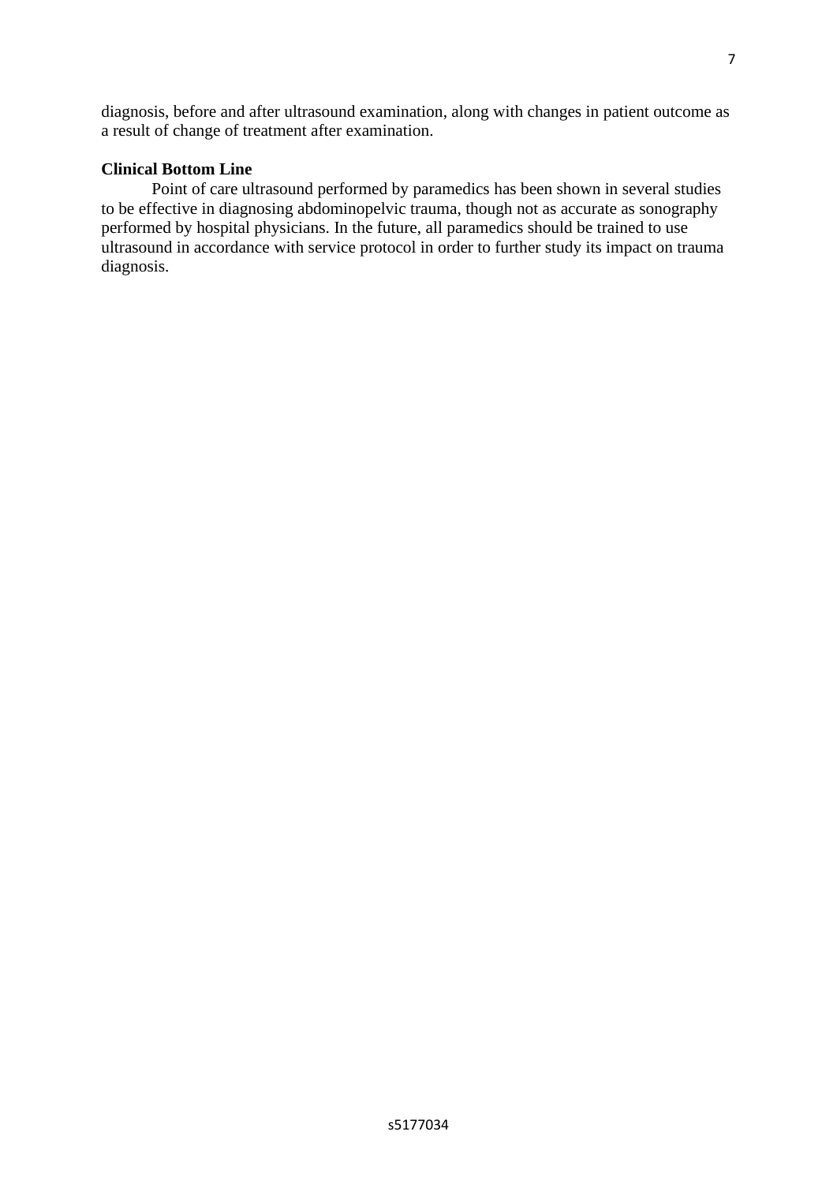diagnosis, before and after ultrasound examination, along with changes in patient outcome as a result of change of treatment after examination.

**Clinical Bottom Line**

Point of care ultrasound performed by paramedics has been shown in several studies to be effective in diagnosing abdominopelvic trauma, though not as accurate as sonography performed by hospital physicians. In the future, all paramedics should be trained to use ultrasound in accordance with service protocol in order to further study its impact on trauma diagnosis.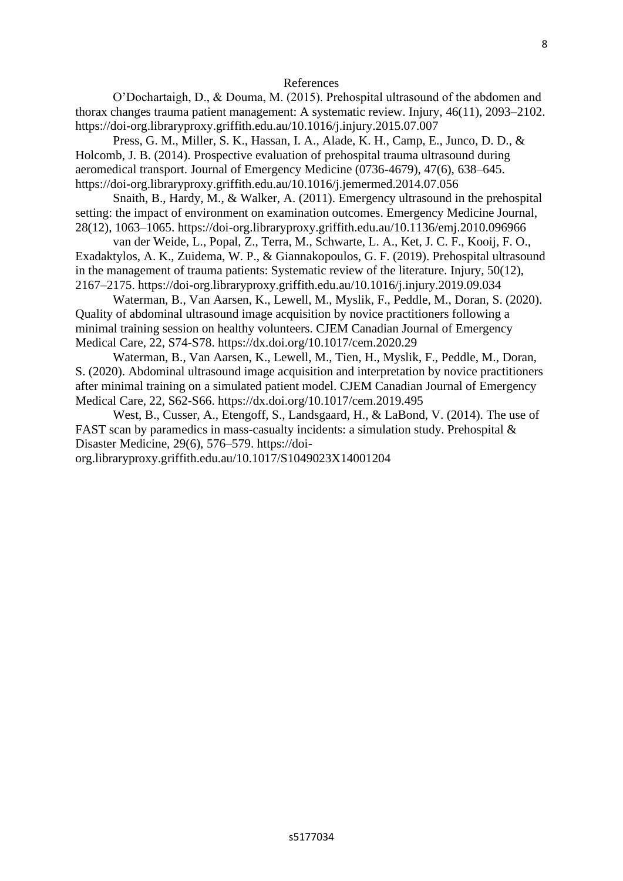# References

O'Dochartaigh, D., & Douma, M. (2015). Prehospital ultrasound of the abdomen and thorax changes trauma patient management: A systematic review. Injury, 46(11), 2093–2102. https://doi-org.libraryproxy.griffith.edu.au/10.1016/j.injury.2015.07.007

Press, G. M., Miller, S. K., Hassan, I. A., Alade, K. H., Camp, E., Junco, D. D., & Holcomb, J. B. (2014). Prospective evaluation of prehospital trauma ultrasound during aeromedical transport. Journal of Emergency Medicine (0736-4679), 47(6), 638–645. https://doi-org.libraryproxy.griffith.edu.au/10.1016/j.jemermed.2014.07.056

Snaith, B., Hardy, M., & Walker, A. (2011). Emergency ultrasound in the prehospital setting: the impact of environment on examination outcomes. Emergency Medicine Journal, 28(12), 1063–1065. https://doi-org.libraryproxy.griffith.edu.au/10.1136/emj.2010.096966

van der Weide, L., Popal, Z., Terra, M., Schwarte, L. A., Ket, J. C. F., Kooij, F. O., Exadaktylos, A. K., Zuidema, W. P., & Giannakopoulos, G. F. (2019). Prehospital ultrasound in the management of trauma patients: Systematic review of the literature. Injury, 50(12), 2167–2175. https://doi-org.libraryproxy.griffith.edu.au/10.1016/j.injury.2019.09.034

Waterman, B., Van Aarsen, K., Lewell, M., Myslik, F., Peddle, M., Doran, S. (2020). Quality of abdominal ultrasound image acquisition by novice practitioners following a minimal training session on healthy volunteers. CJEM Canadian Journal of Emergency Medical Care, 22, S74-S78. https://dx.doi.org/10.1017/cem.2020.29

Waterman, B., Van Aarsen, K., Lewell, M., Tien, H., Myslik, F., Peddle, M., Doran, S. (2020). Abdominal ultrasound image acquisition and interpretation by novice practitioners after minimal training on a simulated patient model. CJEM Canadian Journal of Emergency Medical Care, 22, S62-S66. https://dx.doi.org/10.1017/cem.2019.495

West, B., Cusser, A., Etengoff, S., Landsgaard, H., & LaBond, V. (2014). The use of FAST scan by paramedics in mass-casualty incidents: a simulation study. Prehospital & Disaster Medicine, 29(6), 576–579. https://doi-org.libraryproxy.griffith.edu.au/10.1017/S1049023X14001204